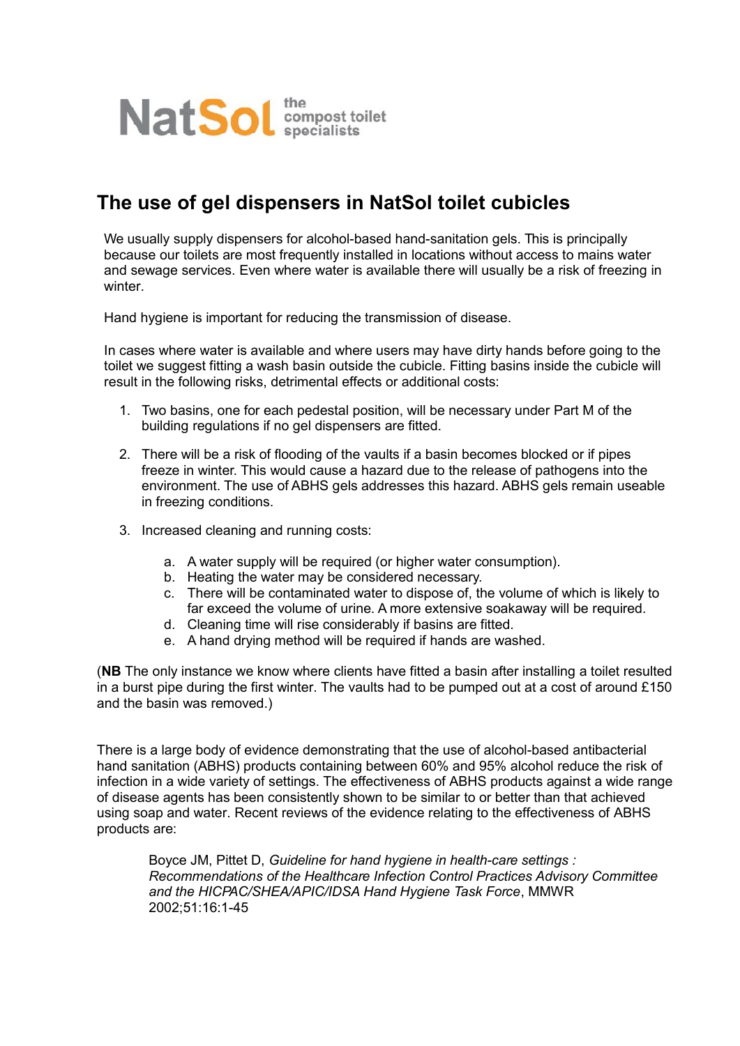NatSol the compost toilet specialists

# The use of gel dispensers in NatSol toilet cubicles

We usually supply dispensers for alcohol-based hand-sanitation gels. This is principally because our toilets are most frequently installed in locations without access to mains water and sewage services. Even where water is available there will usually be a risk of freezing in winter.

Hand hygiene is important for reducing the transmission of disease.

In cases where water is available and where users may have dirty hands before going to the toilet we suggest fitting a wash basin outside the cubicle. Fitting basins inside the cubicle will result in the following risks, detrimental effects or additional costs:

1. Two basins, one for each pedestal position, will be necessary under Part M of the building regulations if no gel dispensers are fitted.
2. There will be a risk of flooding of the vaults if a basin becomes blocked or if pipes freeze in winter. This would cause a hazard due to the release of pathogens into the environment. The use of ABHS gels addresses this hazard. ABHS gels remain useable in freezing conditions.
3. Increased cleaning and running costs:
   a. A water supply will be required (or higher water consumption).
   b. Heating the water may be considered necessary.
   c. There will be contaminated water to dispose of, the volume of which is likely to far exceed the volume of urine. A more extensive soakaway will be required.
   d. Cleaning time will rise considerably if basins are fitted.
   e. A hand drying method will be required if hands are washed.

(**NB** The only instance we know where clients have fitted a basin after installing a toilet resulted in a burst pipe during the first winter. The vaults had to be pumped out at a cost of around £150 and the basin was removed.)

There is a large body of evidence demonstrating that the use of alcohol-based antibacterial hand sanitation (ABHS) products containing between 60% and 95% alcohol reduce the risk of infection in a wide variety of settings. The effectiveness of ABHS products against a wide range of disease agents has been consistently shown to be similar to or better than that achieved using soap and water. Recent reviews of the evidence relating to the effectiveness of ABHS products are:

> Boyce JM, Pittet D, *Guideline for hand hygiene in health-care settings : Recommendations of the Healthcare Infection Control Practices Advisory Committee and the HICPAC/SHEA/APIC/IDSA Hand Hygiene Task Force*, MMWR 2002;51:16:1-45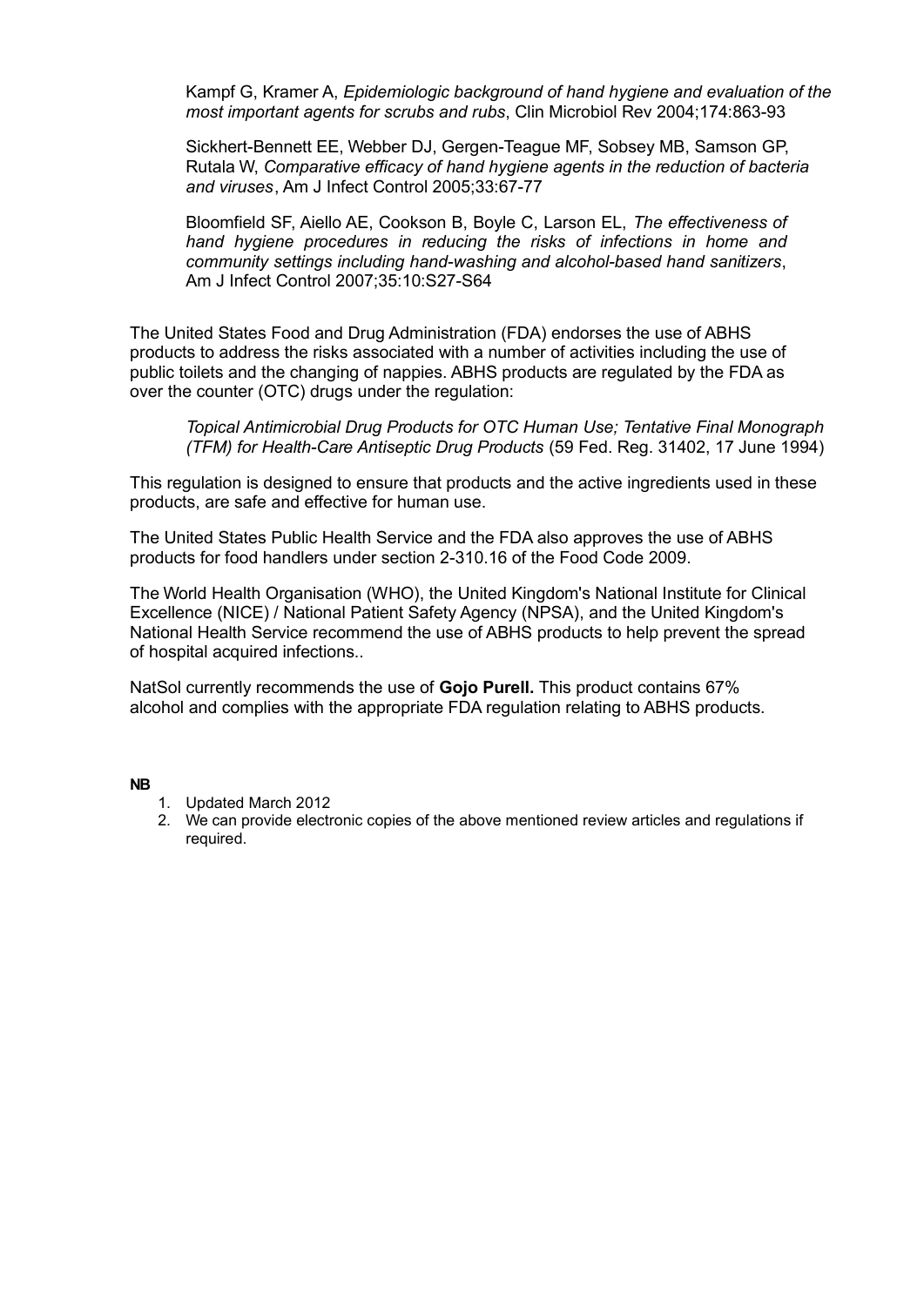Kampf G, Kramer A, *Epidemiologic background of hand hygiene and evaluation of the most important agents for scrubs and rubs*, Clin Microbiol Rev 2004;174:863-93

Sickhert-Bennett EE, Webber DJ, Gergen-Teague MF, Sobsey MB, Samson GP, Rutala W, *Comparative efficacy of hand hygiene agents in the reduction of bacteria and viruses*, Am J Infect Control 2005;33:67-77

Bloomfield SF, Aiello AE, Cookson B, Boyle C, Larson EL, *The effectiveness of hand hygiene procedures in reducing the risks of infections in home and community settings including hand-washing and alcohol-based hand sanitizers*, Am J Infect Control 2007;35:10:S27-S64

The United States Food and Drug Administration (FDA) endorses the use of ABHS products to address the risks associated with a number of activities including the use of public toilets and the changing of nappies. ABHS products are regulated by the FDA as over the counter (OTC) drugs under the regulation:

*Topical Antimicrobial Drug Products for OTC Human Use; Tentative Final Monograph (TFM) for Health-Care Antiseptic Drug Products* (59 Fed. Reg. 31402, 17 June 1994)

This regulation is designed to ensure that products and the active ingredients used in these products, are safe and effective for human use.

The United States Public Health Service and the FDA also approves the use of ABHS products for food handlers under section 2-310.16 of the Food Code 2009.

The World Health Organisation (WHO), the United Kingdom's National Institute for Clinical Excellence (NICE) / National Patient Safety Agency (NPSA), and the United Kingdom's National Health Service recommend the use of ABHS products to help prevent the spread of hospital acquired infections..

NatSol currently recommends the use of **Gojo Purell.** This product contains 67% alcohol and complies with the appropriate FDA regulation relating to ABHS products.

**NB**

1. Updated March 2012
2. We can provide electronic copies of the above mentioned review articles and regulations if required.